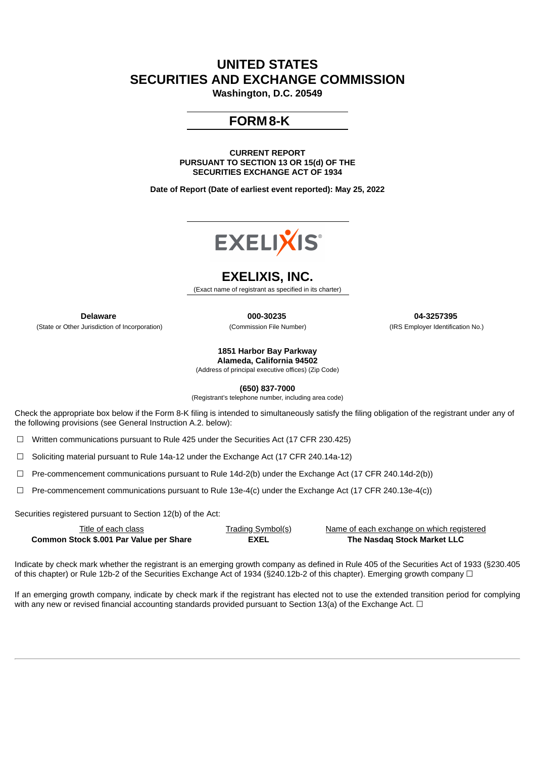# UNITED STATES
# SECURITIES AND EXCHANGE COMMISSION

**Washington, D.C. 20549**

## FORM 8-K

**CURRENT REPORT**
**PURSUANT TO SECTION 13 OR 15(d) OF THE**
**SECURITIES EXCHANGE ACT OF 1934**

**Date of Report (Date of earliest event reported): May 25, 2022**

# EXELIXIS, INC.

(Exact name of registrant as specified in its charter)

| **Delaware** | **000-30235** | **04-3257395** |
|---|---|---|
| (State or Other Jurisdiction of Incorporation) | (Commission File Number) | (IRS Employer Identification No.) |

**1851 Harbor Bay Parkway**
**Alameda, California 94502**
(Address of principal executive offices) (Zip Code)

**(650) 837-7000**
(Registrant's telephone number, including area code)

Check the appropriate box below if the Form 8-K filing is intended to simultaneously satisfy the filing obligation of the registrant under any of the following provisions (see General Instruction A.2. below):

☐ Written communications pursuant to Rule 425 under the Securities Act (17 CFR 230.425)

☐ Soliciting material pursuant to Rule 14a-12 under the Exchange Act (17 CFR 240.14a-12)

☐ Pre-commencement communications pursuant to Rule 14d-2(b) under the Exchange Act (17 CFR 240.14d-2(b))

☐ Pre-commencement communications pursuant to Rule 13e-4(c) under the Exchange Act (17 CFR 240.13e-4(c))

Securities registered pursuant to Section 12(b) of the Act:

| Title of each class | Trading Symbol(s) | Name of each exchange on which registered |
|---|---|---|
| **Common Stock $.001 Par Value per Share** | **EXEL** | **The Nasdaq Stock Market LLC** |

Indicate by check mark whether the registrant is an emerging growth company as defined in Rule 405 of the Securities Act of 1933 (§230.405 of this chapter) or Rule 12b-2 of the Securities Exchange Act of 1934 (§240.12b-2 of this chapter). Emerging growth company ☐

If an emerging growth company, indicate by check mark if the registrant has elected not to use the extended transition period for complying with any new or revised financial accounting standards provided pursuant to Section 13(a) of the Exchange Act. ☐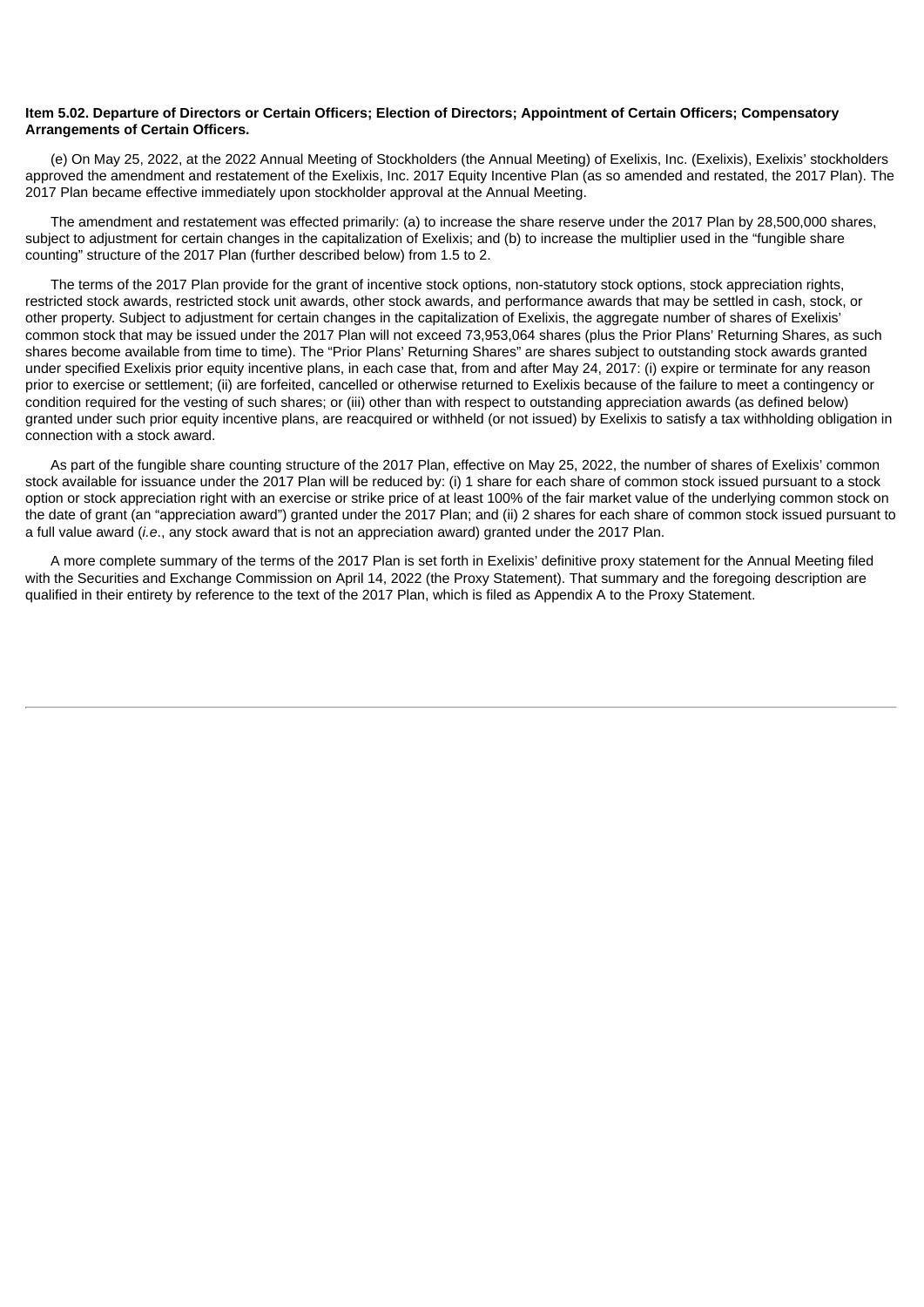**Item 5.02. Departure of Directors or Certain Officers; Election of Directors; Appointment of Certain Officers; Compensatory Arrangements of Certain Officers.**

(e) On May 25, 2022, at the 2022 Annual Meeting of Stockholders (the Annual Meeting) of Exelixis, Inc. (Exelixis), Exelixis' stockholders approved the amendment and restatement of the Exelixis, Inc. 2017 Equity Incentive Plan (as so amended and restated, the 2017 Plan). The 2017 Plan became effective immediately upon stockholder approval at the Annual Meeting.

The amendment and restatement was effected primarily: (a) to increase the share reserve under the 2017 Plan by 28,500,000 shares, subject to adjustment for certain changes in the capitalization of Exelixis; and (b) to increase the multiplier used in the "fungible share counting" structure of the 2017 Plan (further described below) from 1.5 to 2.

The terms of the 2017 Plan provide for the grant of incentive stock options, non-statutory stock options, stock appreciation rights, restricted stock awards, restricted stock unit awards, other stock awards, and performance awards that may be settled in cash, stock, or other property. Subject to adjustment for certain changes in the capitalization of Exelixis, the aggregate number of shares of Exelixis' common stock that may be issued under the 2017 Plan will not exceed 73,953,064 shares (plus the Prior Plans' Returning Shares, as such shares become available from time to time). The "Prior Plans' Returning Shares" are shares subject to outstanding stock awards granted under specified Exelixis prior equity incentive plans, in each case that, from and after May 24, 2017: (i) expire or terminate for any reason prior to exercise or settlement; (ii) are forfeited, cancelled or otherwise returned to Exelixis because of the failure to meet a contingency or condition required for the vesting of such shares; or (iii) other than with respect to outstanding appreciation awards (as defined below) granted under such prior equity incentive plans, are reacquired or withheld (or not issued) by Exelixis to satisfy a tax withholding obligation in connection with a stock award.

As part of the fungible share counting structure of the 2017 Plan, effective on May 25, 2022, the number of shares of Exelixis' common stock available for issuance under the 2017 Plan will be reduced by: (i) 1 share for each share of common stock issued pursuant to a stock option or stock appreciation right with an exercise or strike price of at least 100% of the fair market value of the underlying common stock on the date of grant (an "appreciation award") granted under the 2017 Plan; and (ii) 2 shares for each share of common stock issued pursuant to a full value award (*i.e*., any stock award that is not an appreciation award) granted under the 2017 Plan.

A more complete summary of the terms of the 2017 Plan is set forth in Exelixis' definitive proxy statement for the Annual Meeting filed with the Securities and Exchange Commission on April 14, 2022 (the Proxy Statement). That summary and the foregoing description are qualified in their entirety by reference to the text of the 2017 Plan, which is filed as Appendix A to the Proxy Statement.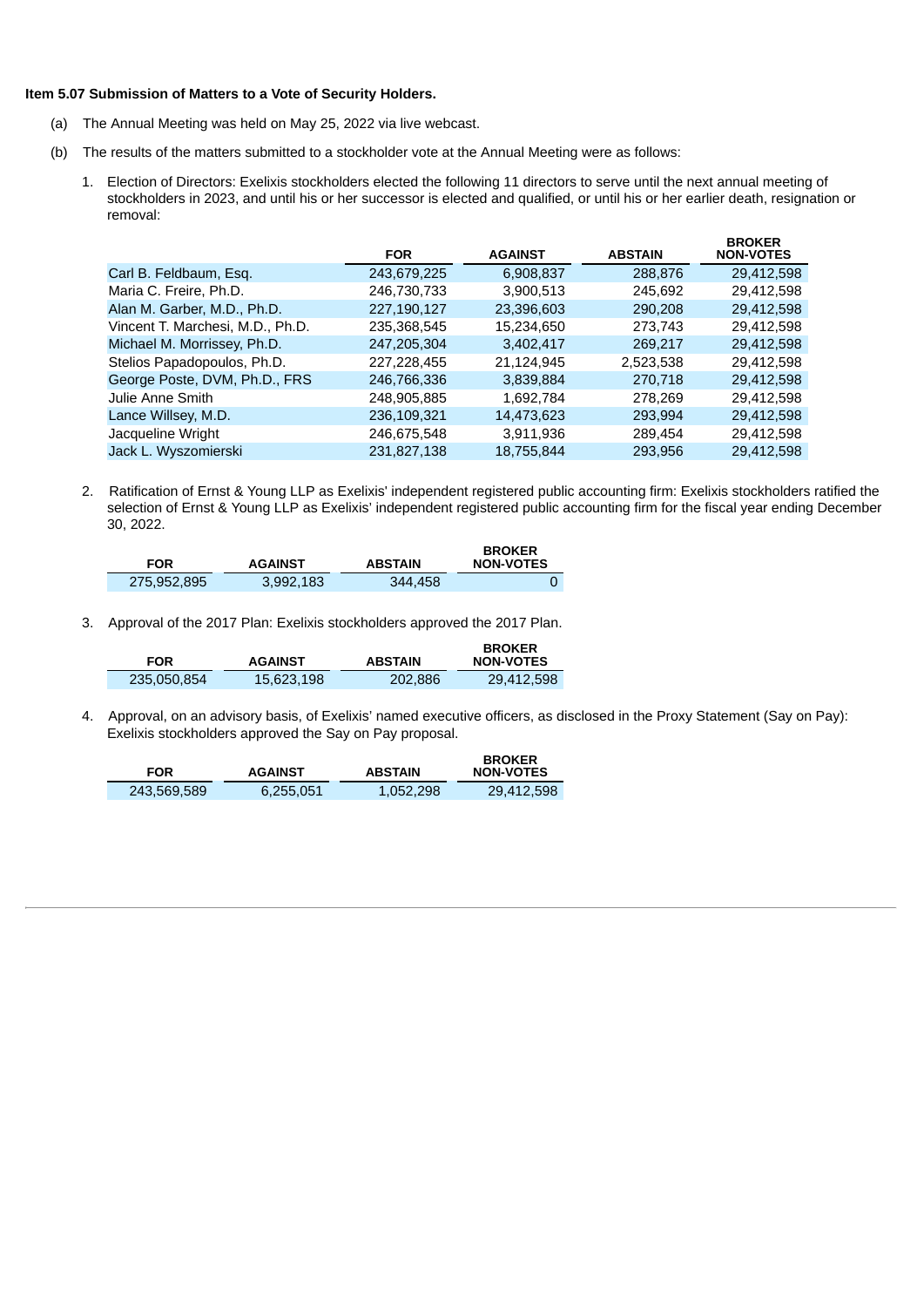**Item 5.07 Submission of Matters to a Vote of Security Holders.**

(a) The Annual Meeting was held on May 25, 2022 via live webcast.

(b) The results of the matters submitted to a stockholder vote at the Annual Meeting were as follows:

1. Election of Directors: Exelixis stockholders elected the following 11 directors to serve until the next annual meeting of stockholders in 2023, and until his or her successor is elected and qualified, or until his or her earlier death, resignation or removal:

| | FOR | AGAINST | ABSTAIN | BROKER NON-VOTES |
|---|---|---|---|---|
| Carl B. Feldbaum, Esq. | 243,679,225 | 6,908,837 | 288,876 | 29,412,598 |
| Maria C. Freire, Ph.D. | 246,730,733 | 3,900,513 | 245,692 | 29,412,598 |
| Alan M. Garber, M.D., Ph.D. | 227,190,127 | 23,396,603 | 290,208 | 29,412,598 |
| Vincent T. Marchesi, M.D., Ph.D. | 235,368,545 | 15,234,650 | 273,743 | 29,412,598 |
| Michael M. Morrissey, Ph.D. | 247,205,304 | 3,402,417 | 269,217 | 29,412,598 |
| Stelios Papadopoulos, Ph.D. | 227,228,455 | 21,124,945 | 2,523,538 | 29,412,598 |
| George Poste, DVM, Ph.D., FRS | 246,766,336 | 3,839,884 | 270,718 | 29,412,598 |
| Julie Anne Smith | 248,905,885 | 1,692,784 | 278,269 | 29,412,598 |
| Lance Willsey, M.D. | 236,109,321 | 14,473,623 | 293,994 | 29,412,598 |
| Jacqueline Wright | 246,675,548 | 3,911,936 | 289,454 | 29,412,598 |
| Jack L. Wyszomierski | 231,827,138 | 18,755,844 | 293,956 | 29,412,598 |

2. Ratification of Ernst & Young LLP as Exelixis' independent registered public accounting firm: Exelixis stockholders ratified the selection of Ernst & Young LLP as Exelixis' independent registered public accounting firm for the fiscal year ending December 30, 2022.

| FOR | AGAINST | ABSTAIN | BROKER NON-VOTES |
|---|---|---|---|
| 275,952,895 | 3,992,183 | 344,458 | 0 |

3. Approval of the 2017 Plan: Exelixis stockholders approved the 2017 Plan.

| FOR | AGAINST | ABSTAIN | BROKER NON-VOTES |
|---|---|---|---|
| 235,050,854 | 15,623,198 | 202,886 | 29,412,598 |

4. Approval, on an advisory basis, of Exelixis' named executive officers, as disclosed in the Proxy Statement (Say on Pay): Exelixis stockholders approved the Say on Pay proposal.

| FOR | AGAINST | ABSTAIN | BROKER NON-VOTES |
|---|---|---|---|
| 243,569,589 | 6,255,051 | 1,052,298 | 29,412,598 |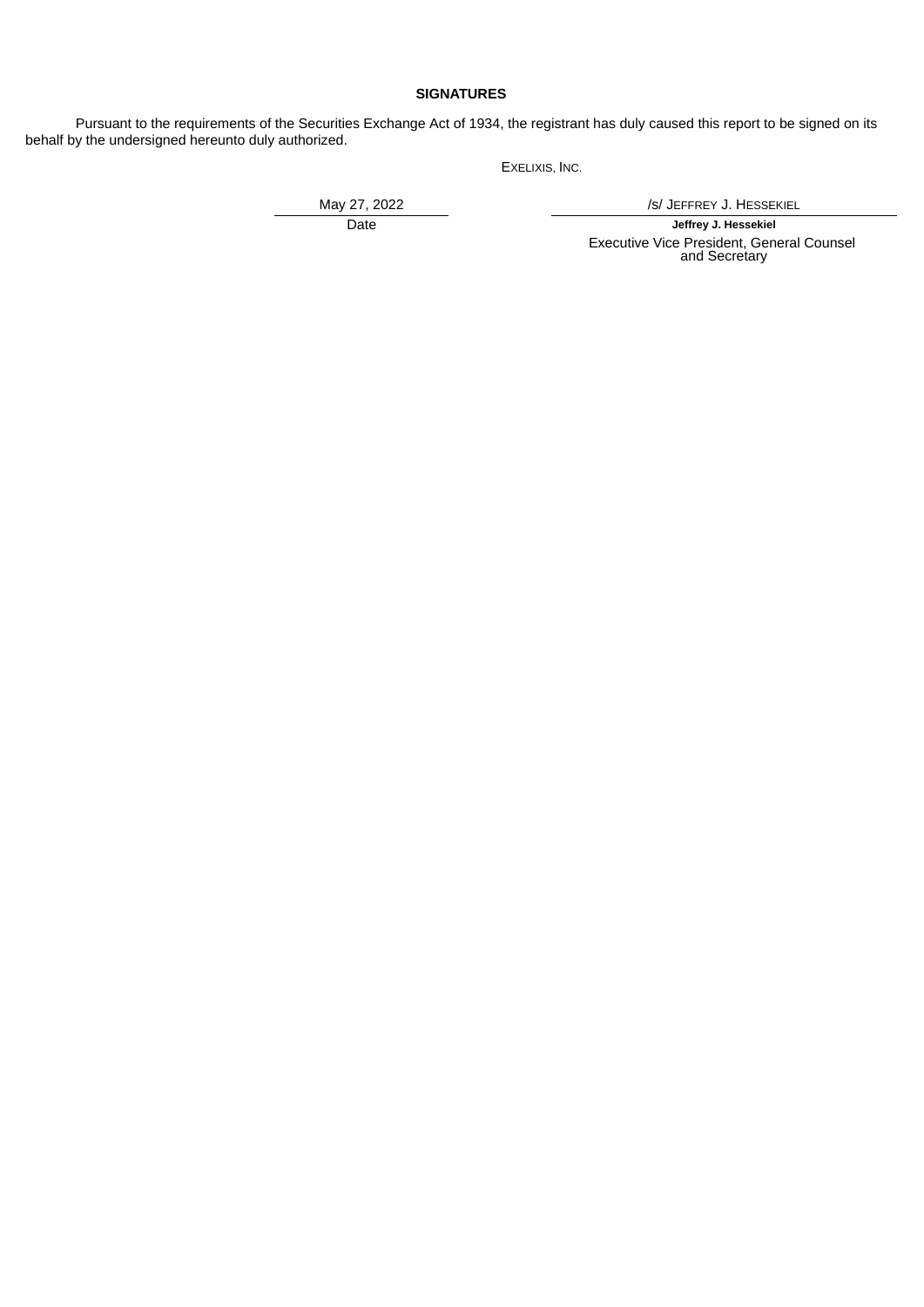**SIGNATURES**

Pursuant to the requirements of the Securities Exchange Act of 1934, the registrant has duly caused this report to be signed on its behalf by the undersigned hereunto duly authorized.

EXELIXIS, INC.

| | |
|---|---|
| May 27, 2022 | /s/ JEFFREY J. HESSEKIEL |
| Date | **Jeffrey J. Hessekiel** |
| | Executive Vice President, General Counsel and Secretary |